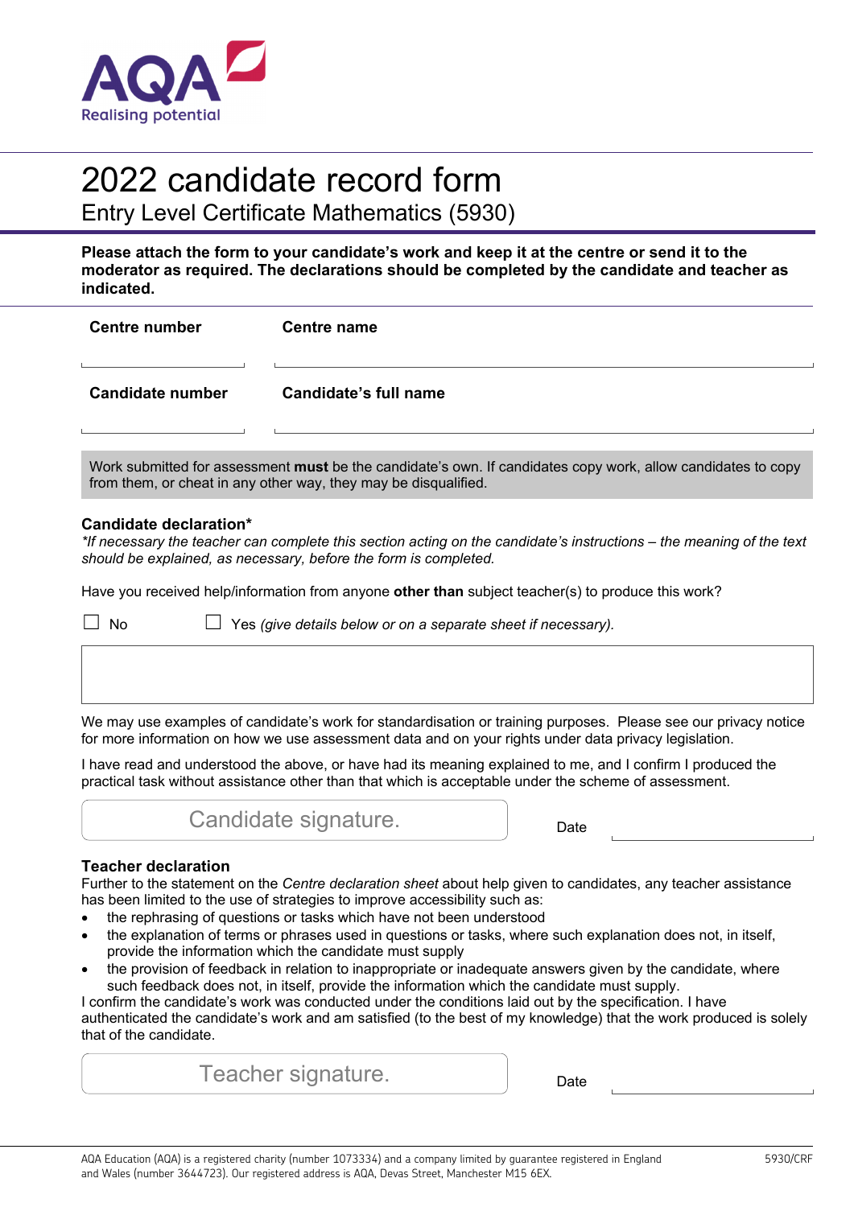AQA Realising potential

# 2022 candidate record form

## Entry Level Certificate Mathematics (5930)

**Please attach the form to your candidate's work and keep it at the centre or send it to the moderator as required. The declarations should be completed by the candidate and teacher as indicated.**

| **Centre number** | **Centre name** |
|---|---|
| | |
| **Candidate number** | **Candidate's full name** |
| | |

Work submitted for assessment **must** be the candidate's own. If candidates copy work, allow candidates to copy from them, or cheat in any other way, they may be disqualified.

### Candidate declaration*

*\*If necessary the teacher can complete this section acting on the candidate's instructions – the meaning of the text should be explained, as necessary, before the form is completed.*

Have you received help/information from anyone **other than** subject teacher(s) to produce this work?

☐ No ☐ Yes *(give details below or on a separate sheet if necessary).*

We may use examples of candidate's work for standardisation or training purposes. Please see our privacy notice for more information on how we use assessment data and on your rights under data privacy legislation.

I have read and understood the above, or have had its meaning explained to me, and I confirm I produced the practical task without assistance other than that which is acceptable under the scheme of assessment.

Candidate signature. Date

### Teacher declaration

Further to the statement on the *Centre declaration sheet* about help given to candidates, any teacher assistance has been limited to the use of strategies to improve accessibility such as:

- the rephrasing of questions or tasks which have not been understood
- the explanation of terms or phrases used in questions or tasks, where such explanation does not, in itself, provide the information which the candidate must supply
- the provision of feedback in relation to inappropriate or inadequate answers given by the candidate, where such feedback does not, in itself, provide the information which the candidate must supply.

I confirm the candidate's work was conducted under the conditions laid out by the specification. I have authenticated the candidate's work and am satisfied (to the best of my knowledge) that the work produced is solely that of the candidate.

Teacher signature. Date

AQA Education (AQA) is a registered charity (number 1073334) and a company limited by guarantee registered in England and Wales (number 3644723). Our registered address is AQA, Devas Street, Manchester M15 6EX.

5930/CRF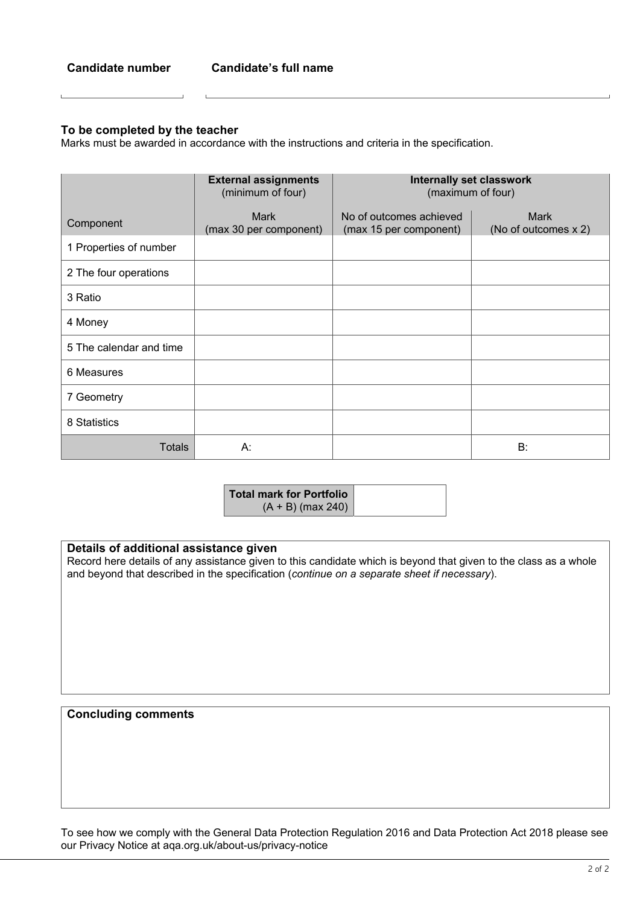**Candidate number** | **Candidate's full name**

### To be completed by the teacher

Marks must be awarded in accordance with the instructions and criteria in the specification.

| | **External assignments** (minimum of four) | **Internally set classwork** (maximum of four) | |
|---|---|---|---|
| Component | Mark (max 30 per component) | No of outcomes achieved (max 15 per component) | Mark (No of outcomes x 2) |
| 1 Properties of number | | | |
| 2 The four operations | | | |
| 3 Ratio | | | |
| 4 Money | | | |
| 5 The calendar and time | | | |
| 6 Measures | | | |
| 7 Geometry | | | |
| 8 Statistics | | | |
| Totals | A: | | B: |

| **Total mark for Portfolio** (A + B) (max 240) | |
|---|---|

**Details of additional assistance given**

Record here details of any assistance given to this candidate which is beyond that given to the class as a whole and beyond that described in the specification (*continue on a separate sheet if necessary*).

**Concluding comments**

To see how we comply with the General Data Protection Regulation 2016 and Data Protection Act 2018 please see our Privacy Notice at aqa.org.uk/about-us/privacy-notice